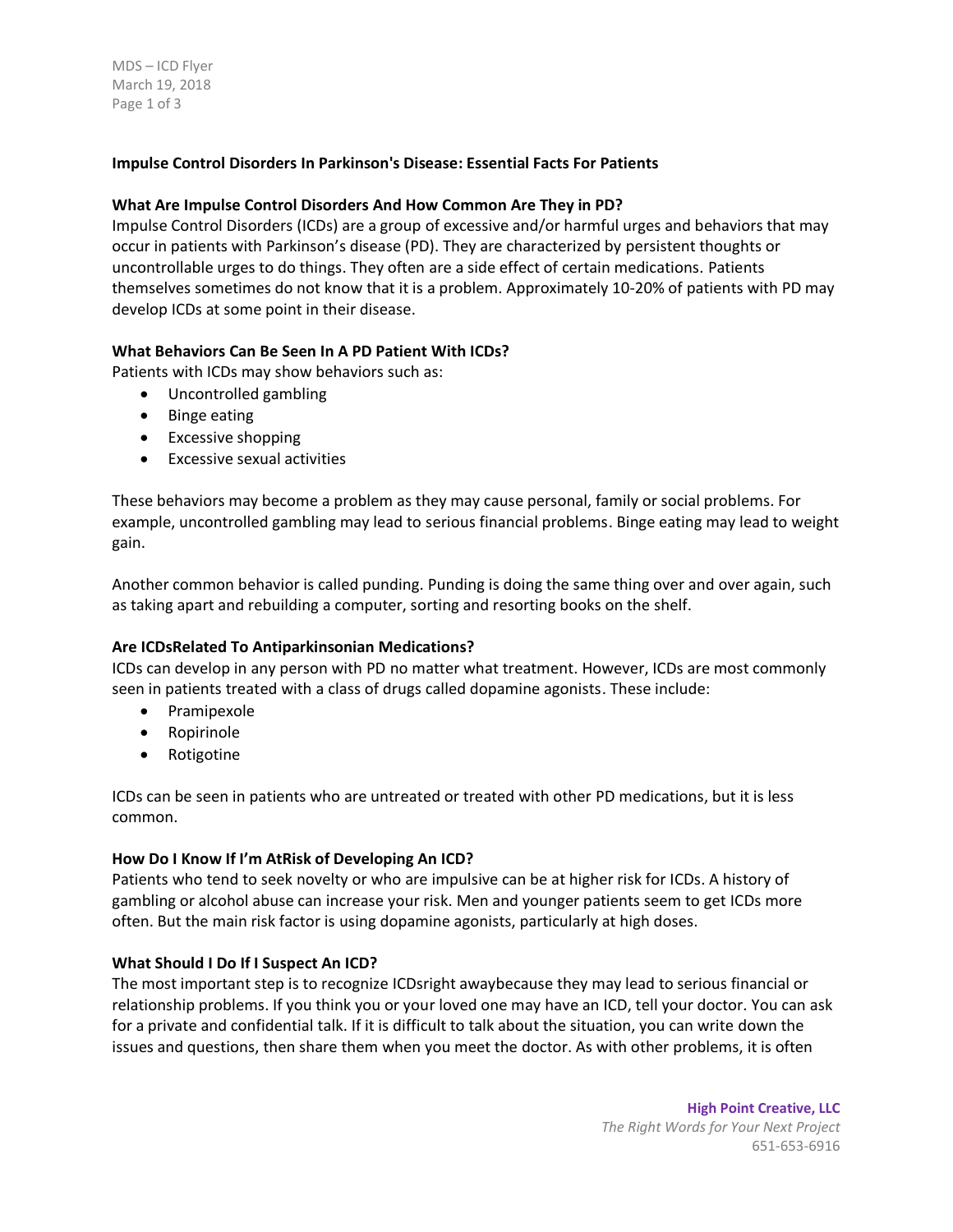**Impulse Control Disorders In Parkinson's Disease: Essential Facts For Patients**

**What Are Impulse Control Disorders And How Common Are They in PD?**

Impulse Control Disorders (ICDs) are a group of excessive and/or harmful urges and behaviors that may occur in patients with Parkinson's disease (PD). They are characterized by persistent thoughts or uncontrollable urges to do things. They often are a side effect of certain medications. Patients themselves sometimes do not know that it is a problem. Approximately 10-20% of patients with PD may develop ICDs at some point in their disease.

**What Behaviors Can Be Seen In A PD Patient With ICDs?**

Patients with ICDs may show behaviors such as:

- Uncontrolled gambling
- Binge eating
- Excessive shopping
- Excessive sexual activities

These behaviors may become a problem as they may cause personal, family or social problems. For example, uncontrolled gambling may lead to serious financial problems. Binge eating may lead to weight gain.

Another common behavior is called punding. Punding is doing the same thing over and over again, such as taking apart and rebuilding a computer, sorting and resorting books on the shelf.

**Are ICDsRelated To Antiparkinsonian Medications?**

ICDs can develop in any person with PD no matter what treatment. However, ICDs are most commonly seen in patients treated with a class of drugs called dopamine agonists. These include:

- Pramipexole
- Ropirinole
- Rotigotine

ICDs can be seen in patients who are untreated or treated with other PD medications, but it is less common.

**How Do I Know If I'm AtRisk of Developing An ICD?**

Patients who tend to seek novelty or who are impulsive can be at higher risk for ICDs. A history of gambling or alcohol abuse can increase your risk. Men and younger patients seem to get ICDs more often. But the main risk factor is using dopamine agonists, particularly at high doses.

**What Should I Do If I Suspect An ICD?**

The most important step is to recognize ICDsright awaybecause they may lead to serious financial or relationship problems. If you think you or your loved one may have an ICD, tell your doctor. You can ask for a private and confidential talk. If it is difficult to talk about the situation, you can write down the issues and questions, then share them when you meet the doctor. As with other problems, it is often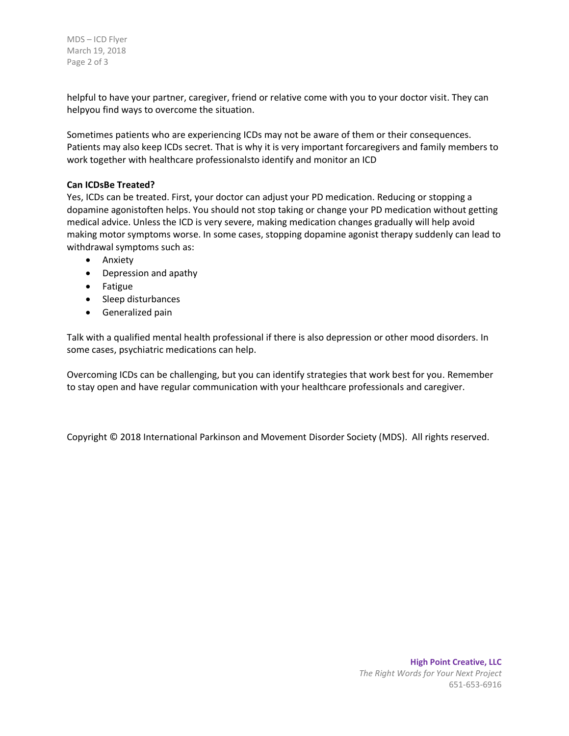helpful to have your partner, caregiver, friend or relative come with you to your doctor visit. They can helpyou find ways to overcome the situation.

Sometimes patients who are experiencing ICDs may not be aware of them or their consequences. Patients may also keep ICDs secret. That is why it is very important forcaregivers and family members to work together with healthcare professionalsto identify and monitor an ICD

**Can ICDsBe Treated?**

Yes, ICDs can be treated. First, your doctor can adjust your PD medication. Reducing or stopping a dopamine agonistoften helps. You should not stop taking or change your PD medication without getting medical advice. Unless the ICD is very severe, making medication changes gradually will help avoid making motor symptoms worse. In some cases, stopping dopamine agonist therapy suddenly can lead to withdrawal symptoms such as:

- Anxiety
- Depression and apathy
- Fatigue
- Sleep disturbances
- Generalized pain

Talk with a qualified mental health professional if there is also depression or other mood disorders. In some cases, psychiatric medications can help.

Overcoming ICDs can be challenging, but you can identify strategies that work best for you. Remember to stay open and have regular communication with your healthcare professionals and caregiver.

Copyright © 2018 International Parkinson and Movement Disorder Society (MDS). All rights reserved.